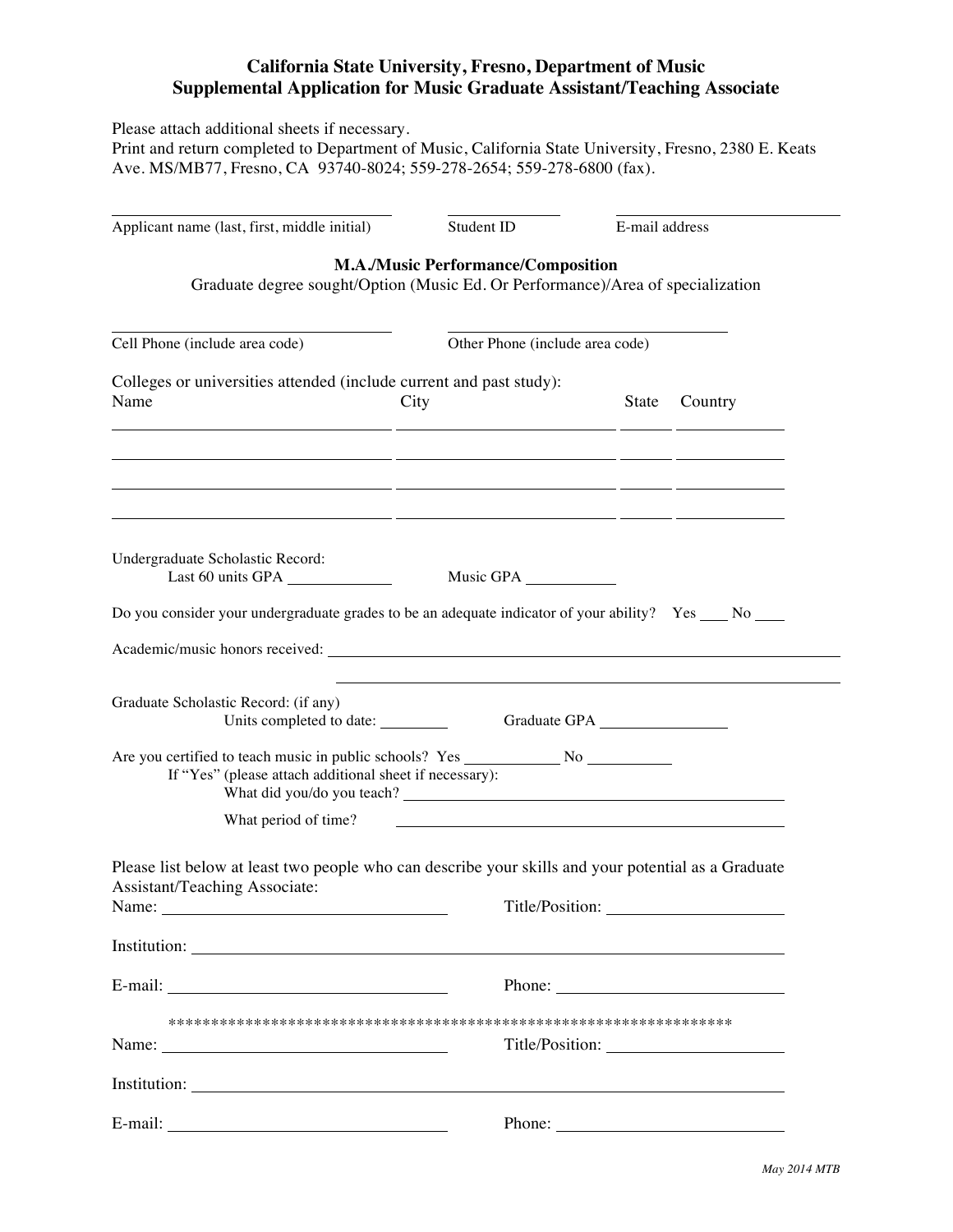# California State University, Fresno, Department of Music
## Supplemental Application for Music Graduate Assistant/Teaching Associate

Please attach additional sheets if necessary.
Print and return completed to Department of Music, California State University, Fresno, 2380 E. Keats Ave. MS/MB77, Fresno, CA 93740-8024; 559-278-2654; 559-278-6800 (fax).

______________________________ ____________ ______________________
Applicant name (last, first, middle initial) Student ID E-mail address

**M.A./Music Performance/Composition**
Graduate degree sought/Option (Music Ed. Or Performance)/Area of specialization

______________________________ ______________________________
Cell Phone (include area code) Other Phone (include area code)

Colleges or universities attended (include current and past study):

| Name | City | State | Country |
|---|---|---|---|
| | | | |
| | | | |
| | | | |
| | | | |

Undergraduate Scholastic Record:
Last 60 units GPA __________ Music GPA __________

Do you consider your undergraduate grades to be an adequate indicator of your ability? Yes ____ No ____

Academic/music honors received: ______________________________________________

______________________________________________

Graduate Scholastic Record: (if any)
Units completed to date: ________ Graduate GPA ______________

Are you certified to teach music in public schools? Yes __________ No __________
If "Yes" (please attach additional sheet if necessary):
What did you/do you teach? ______________________________________________

What period of time? ______________________________________________

Please list below at least two people who can describe your skills and your potential as a Graduate Assistant/Teaching Associate:

Name: ______________________________ Title/Position: ______________________

Institution: ______________________________________________

E-mail: ______________________________ Phone: ______________________

*********************************************************************

Name: ______________________________ Title/Position: ______________________

Institution: ______________________________________________

E-mail: ______________________________ Phone: ______________________

*May 2014 MTB*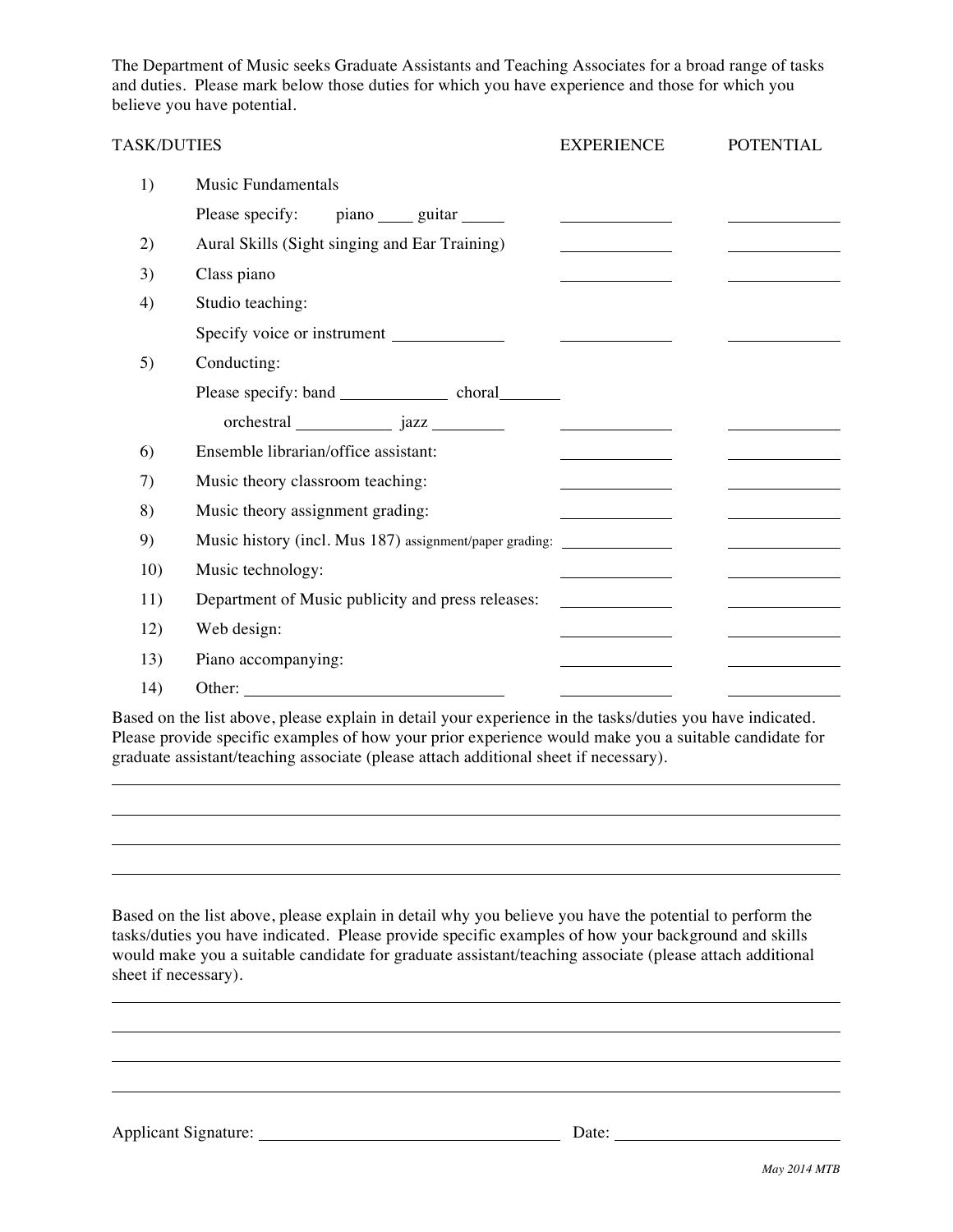The Department of Music seeks Graduate Assistants and Teaching Associates for a broad range of tasks and duties. Please mark below those duties for which you have experience and those for which you believe you have potential.

| TASK/DUTIES | | EXPERIENCE | POTENTIAL |
|---|---|---|---|
| 1) | Music Fundamentals | | |
| | Please specify: piano ____ guitar _____ | ____________ | ____________ |
| 2) | Aural Skills (Sight singing and Ear Training) | ____________ | ____________ |
| 3) | Class piano | ____________ | ____________ |
| 4) | Studio teaching: | | |
| | Specify voice or instrument ____________ | ____________ | ____________ |
| 5) | Conducting: | | |
| | Please specify: band ____________ choral_______ | | |
| | orchestral ___________ jazz ________ | ____________ | ____________ |
| 6) | Ensemble librarian/office assistant: | ____________ | ____________ |
| 7) | Music theory classroom teaching: | ____________ | ____________ |
| 8) | Music theory assignment grading: | ____________ | ____________ |
| 9) | Music history (incl. Mus 187) assignment/paper grading: | ____________ | ____________ |
| 10) | Music technology: | ____________ | ____________ |
| 11) | Department of Music publicity and press releases: | ____________ | ____________ |
| 12) | Web design: | ____________ | ____________ |
| 13) | Piano accompanying: | ____________ | ____________ |
| 14) | Other: ____________________________ | ____________ | ____________ |

Based on the list above, please explain in detail your experience in the tasks/duties you have indicated. Please provide specific examples of how your prior experience would make you a suitable candidate for graduate assistant/teaching associate (please attach additional sheet if necessary).

______________________________________________________________________________

______________________________________________________________________________

______________________________________________________________________________

______________________________________________________________________________

Based on the list above, please explain in detail why you believe you have the potential to perform the tasks/duties you have indicated. Please provide specific examples of how your background and skills would make you a suitable candidate for graduate assistant/teaching associate (please attach additional sheet if necessary).

______________________________________________________________________________

______________________________________________________________________________

______________________________________________________________________________

______________________________________________________________________________

Applicant Signature: ________________________________ Date: ______________________

*May 2014 MTB*